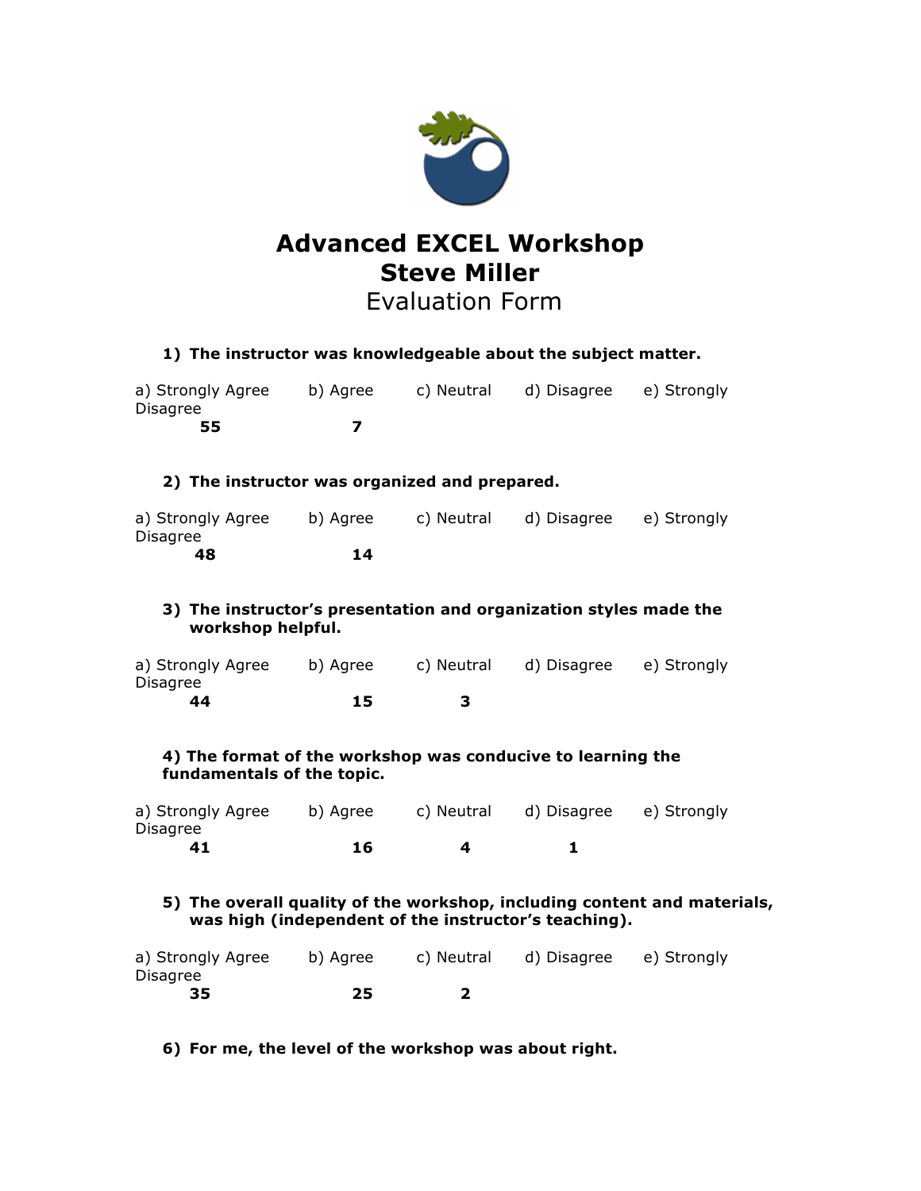# Advanced EXCEL Workshop
# Steve Miller
## Evaluation Form

**1) The instructor was knowledgeable about the subject matter.**

| a) Strongly Agree | b) Agree | c) Neutral | d) Disagree | e) Strongly Disagree |
|---|---|---|---|---|
| **55** | **7** | | | |

**2) The instructor was organized and prepared.**

| a) Strongly Agree | b) Agree | c) Neutral | d) Disagree | e) Strongly Disagree |
|---|---|---|---|---|
| **48** | **14** | | | |

**3) The instructor's presentation and organization styles made the workshop helpful.**

| a) Strongly Agree | b) Agree | c) Neutral | d) Disagree | e) Strongly Disagree |
|---|---|---|---|---|
| **44** | **15** | **3** | | |

**4) The format of the workshop was conducive to learning the fundamentals of the topic.**

| a) Strongly Agree | b) Agree | c) Neutral | d) Disagree | e) Strongly Disagree |
|---|---|---|---|---|
| **41** | **16** | **4** | **1** | |

**5) The overall quality of the workshop, including content and materials, was high (independent of the instructor's teaching).**

| a) Strongly Agree | b) Agree | c) Neutral | d) Disagree | e) Strongly Disagree |
|---|---|---|---|---|
| **35** | **25** | **2** | | |

**6) For me, the level of the workshop was about right.**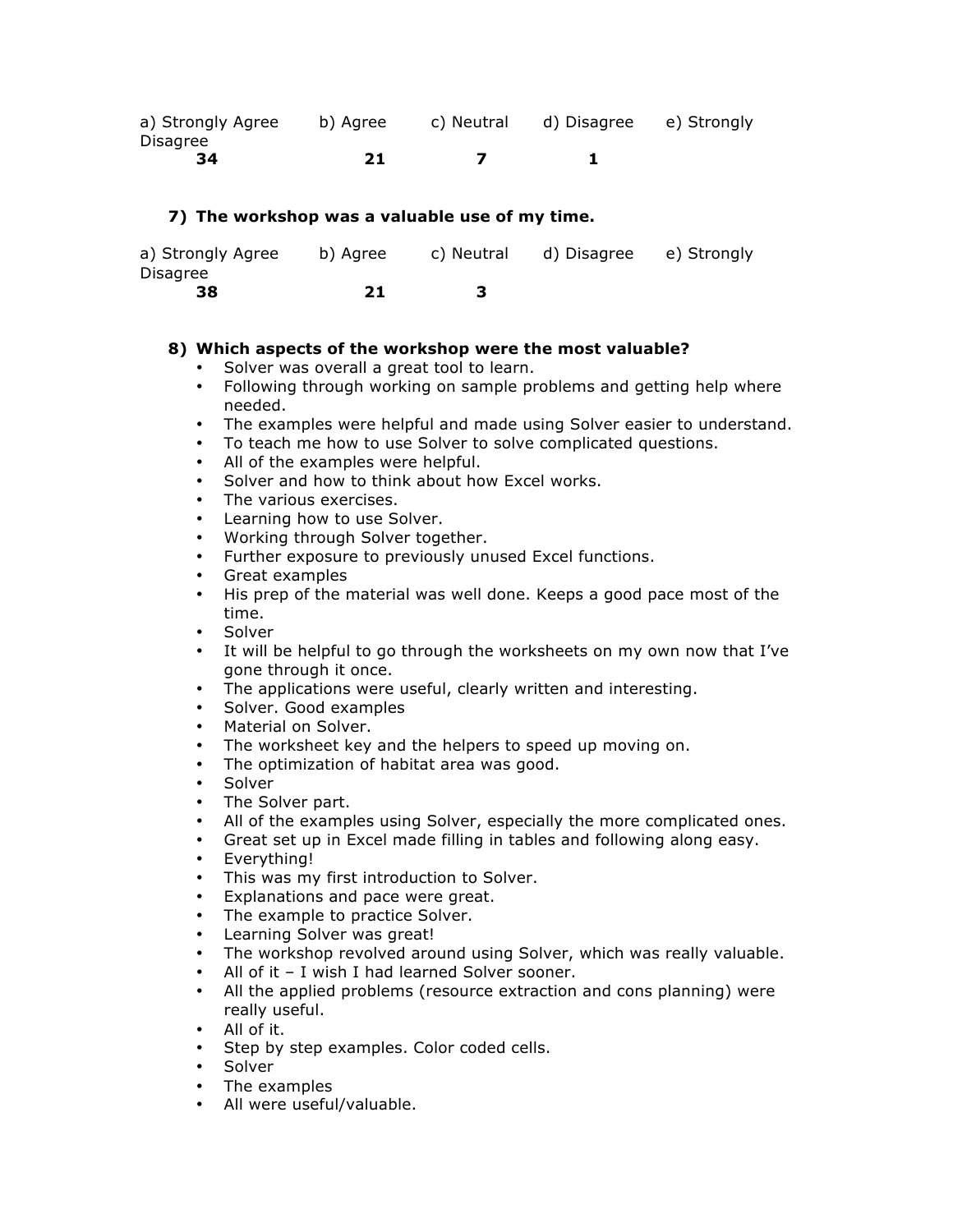| a) Strongly Agree | b) Agree | c) Neutral | d) Disagree | e) Strongly Disagree |
|---|---|---|---|---|
| **34** | **21** | **7** | **1** | |

**7) The workshop was a valuable use of my time.**

| a) Strongly Agree | b) Agree | c) Neutral | d) Disagree | e) Strongly Disagree |
|---|---|---|---|---|
| **38** | **21** | **3** | | |

**8) Which aspects of the workshop were the most valuable?**

- Solver was overall a great tool to learn.
- Following through working on sample problems and getting help where needed.
- The examples were helpful and made using Solver easier to understand.
- To teach me how to use Solver to solve complicated questions.
- All of the examples were helpful.
- Solver and how to think about how Excel works.
- The various exercises.
- Learning how to use Solver.
- Working through Solver together.
- Further exposure to previously unused Excel functions.
- Great examples
- His prep of the material was well done. Keeps a good pace most of the time.
- Solver
- It will be helpful to go through the worksheets on my own now that I've gone through it once.
- The applications were useful, clearly written and interesting.
- Solver. Good examples
- Material on Solver.
- The worksheet key and the helpers to speed up moving on.
- The optimization of habitat area was good.
- Solver
- The Solver part.
- All of the examples using Solver, especially the more complicated ones.
- Great set up in Excel made filling in tables and following along easy.
- Everything!
- This was my first introduction to Solver.
- Explanations and pace were great.
- The example to practice Solver.
- Learning Solver was great!
- The workshop revolved around using Solver, which was really valuable.
- All of it – I wish I had learned Solver sooner.
- All the applied problems (resource extraction and cons planning) were really useful.
- All of it.
- Step by step examples. Color coded cells.
- Solver
- The examples
- All were useful/valuable.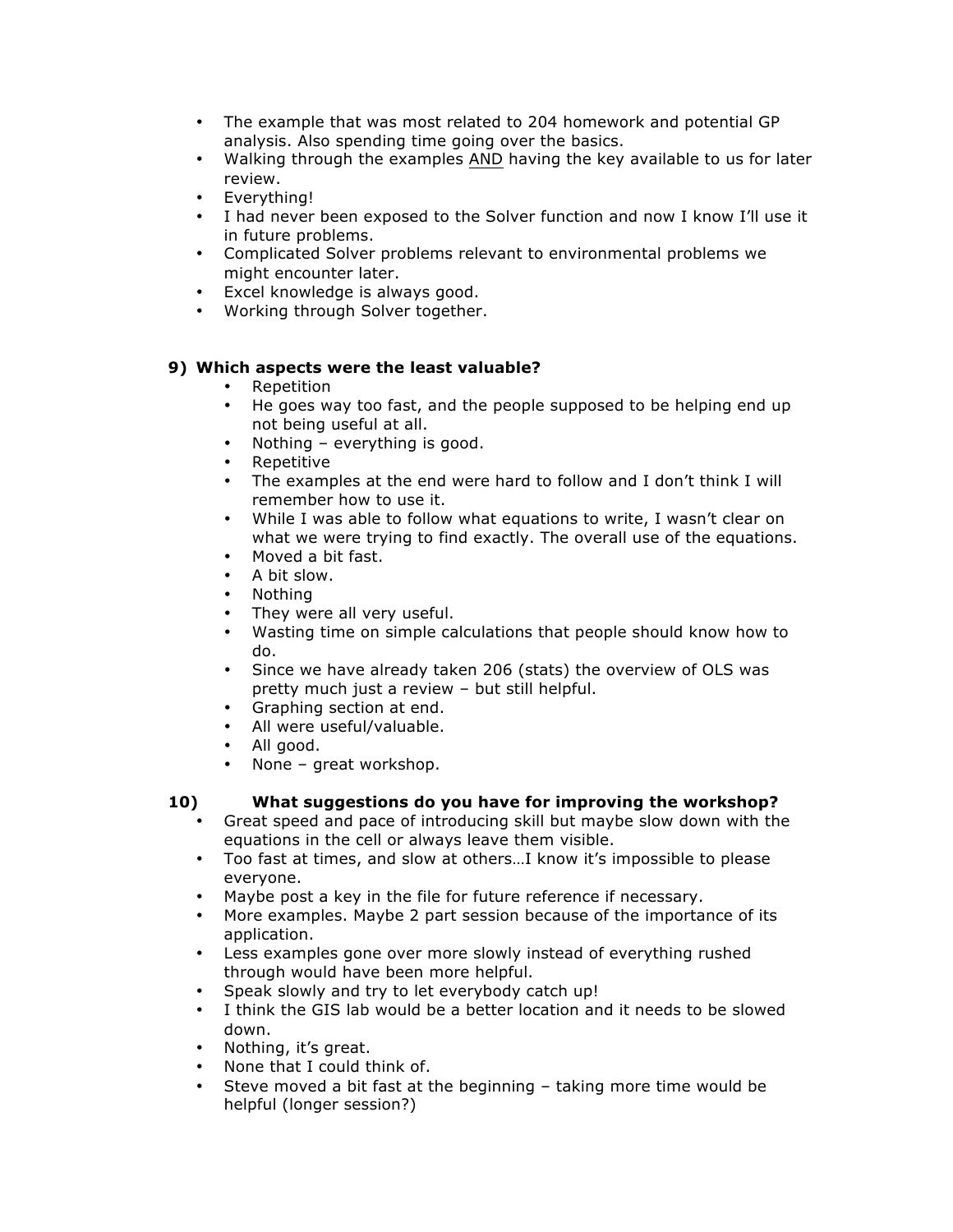- The example that was most related to 204 homework and potential GP analysis. Also spending time going over the basics.
- Walking through the examples <u>AND</u> having the key available to us for later review.
- Everything!
- I had never been exposed to the Solver function and now I know I'll use it in future problems.
- Complicated Solver problems relevant to environmental problems we might encounter later.
- Excel knowledge is always good.
- Working through Solver together.

**9) Which aspects were the least valuable?**

- Repetition
- He goes way too fast, and the people supposed to be helping end up not being useful at all.
- Nothing – everything is good.
- Repetitive
- The examples at the end were hard to follow and I don't think I will remember how to use it.
- While I was able to follow what equations to write, I wasn't clear on what we were trying to find exactly. The overall use of the equations.
- Moved a bit fast.
- A bit slow.
- Nothing
- They were all very useful.
- Wasting time on simple calculations that people should know how to do.
- Since we have already taken 206 (stats) the overview of OLS was pretty much just a review – but still helpful.
- Graphing section at end.
- All were useful/valuable.
- All good.
- None – great workshop.

**10) What suggestions do you have for improving the workshop?**

- Great speed and pace of introducing skill but maybe slow down with the equations in the cell or always leave them visible.
- Too fast at times, and slow at others…I know it's impossible to please everyone.
- Maybe post a key in the file for future reference if necessary.
- More examples. Maybe 2 part session because of the importance of its application.
- Less examples gone over more slowly instead of everything rushed through would have been more helpful.
- Speak slowly and try to let everybody catch up!
- I think the GIS lab would be a better location and it needs to be slowed down.
- Nothing, it's great.
- None that I could think of.
- Steve moved a bit fast at the beginning – taking more time would be helpful (longer session?)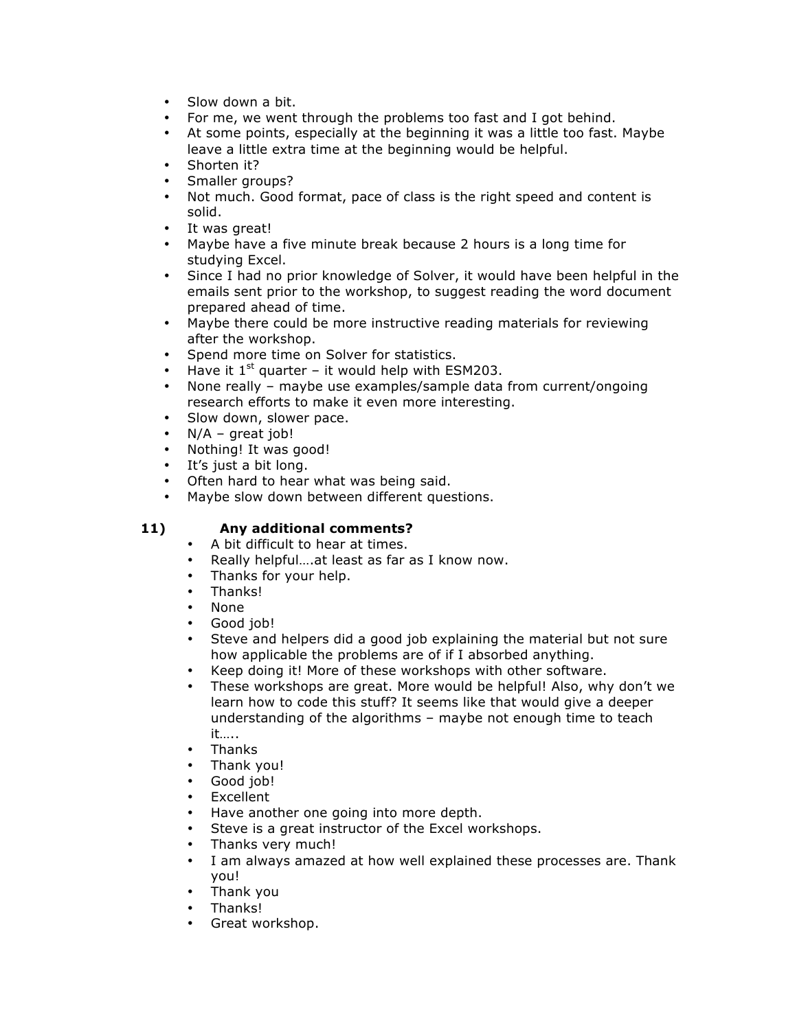- Slow down a bit.
- For me, we went through the problems too fast and I got behind.
- At some points, especially at the beginning it was a little too fast. Maybe leave a little extra time at the beginning would be helpful.
- Shorten it?
- Smaller groups?
- Not much. Good format, pace of class is the right speed and content is solid.
- It was great!
- Maybe have a five minute break because 2 hours is a long time for studying Excel.
- Since I had no prior knowledge of Solver, it would have been helpful in the emails sent prior to the workshop, to suggest reading the word document prepared ahead of time.
- Maybe there could be more instructive reading materials for reviewing after the workshop.
- Spend more time on Solver for statistics.
- Have it 1st quarter – it would help with ESM203.
- None really – maybe use examples/sample data from current/ongoing research efforts to make it even more interesting.
- Slow down, slower pace.
- N/A – great job!
- Nothing! It was good!
- It's just a bit long.
- Often hard to hear what was being said.
- Maybe slow down between different questions.

**11) Any additional comments?**

- A bit difficult to hear at times.
- Really helpful….at least as far as I know now.
- Thanks for your help.
- Thanks!
- None
- Good job!
- Steve and helpers did a good job explaining the material but not sure how applicable the problems are of if I absorbed anything.
- Keep doing it! More of these workshops with other software.
- These workshops are great. More would be helpful! Also, why don't we learn how to code this stuff? It seems like that would give a deeper understanding of the algorithms – maybe not enough time to teach it…..
- Thanks
- Thank you!
- Good job!
- Excellent
- Have another one going into more depth.
- Steve is a great instructor of the Excel workshops.
- Thanks very much!
- I am always amazed at how well explained these processes are. Thank you!
- Thank you
- Thanks!
- Great workshop.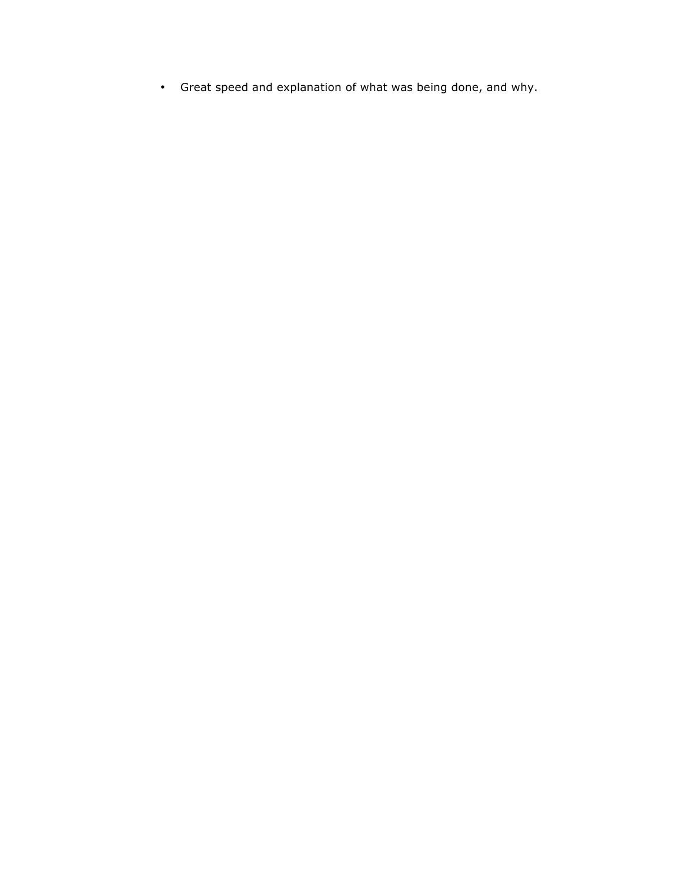- Great speed and explanation of what was being done, and why.